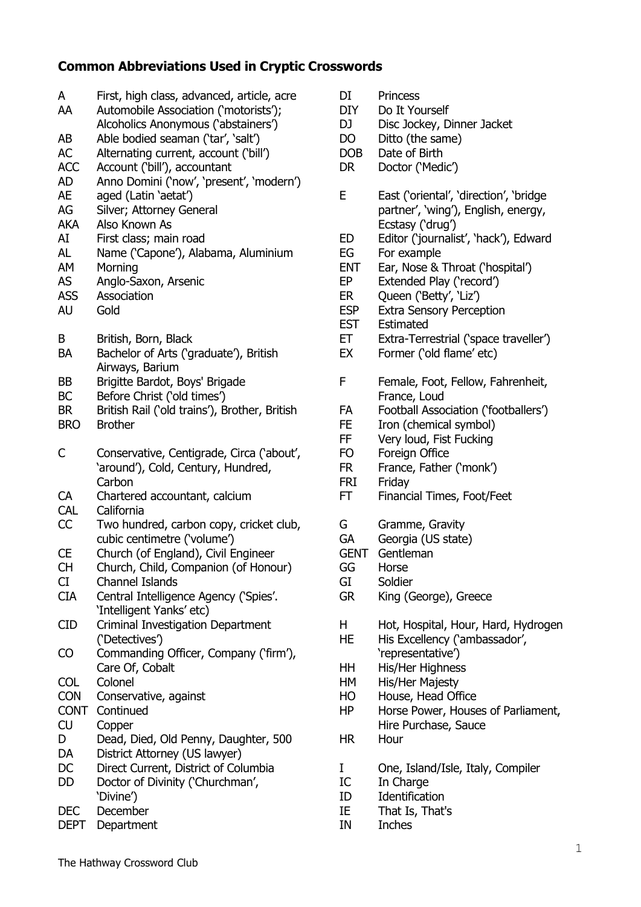## Common Abbreviations Used in Cryptic Crosswords

| | |
|---|---|
| A | First, high class, advanced, article, acre |
| AA | Automobile Association ('motorists'); Alcoholics Anonymous ('abstainers') |
| AB | Able bodied seaman ('tar', 'salt') |
| AC | Alternating current, account ('bill') |
| ACC | Account ('bill'), accountant |
| AD | Anno Domini ('now', 'present', 'modern') |
| AE | aged (Latin 'aetat') |
| AG | Silver; Attorney General |
| AKA | Also Known As |
| AI | First class; main road |
| AL | Name ('Capone'), Alabama, Aluminium |
| AM | Morning |
| AS | Anglo-Saxon, Arsenic |
| ASS | Association |
| AU | Gold |
| B | British, Born, Black |
| BA | Bachelor of Arts ('graduate'), British Airways, Barium |
| BB | Brigitte Bardot, Boys' Brigade |
| BC | Before Christ ('old times') |
| BR | British Rail ('old trains'), Brother, British |
| BRO | Brother |
| C | Conservative, Centigrade, Circa ('about', 'around'), Cold, Century, Hundred, Carbon |
| CA | Chartered accountant, calcium |
| CAL | California |
| CC | Two hundred, carbon copy, cricket club, cubic centimetre ('volume') |
| CE | Church (of England), Civil Engineer |
| CH | Church, Child, Companion (of Honour) |
| CI | Channel Islands |
| CIA | Central Intelligence Agency ('Spies'. 'Intelligent Yanks' etc) |
| CID | Criminal Investigation Department ('Detectives') |
| CO | Commanding Officer, Company ('firm'), Care Of, Cobalt |
| COL | Colonel |
| CON | Conservative, against |
| CONT | Continued |
| CU | Copper |
| D | Dead, Died, Old Penny, Daughter, 500 |
| DA | District Attorney (US lawyer) |
| DC | Direct Current, District of Columbia |
| DD | Doctor of Divinity ('Churchman', 'Divine') |
| DEC | December |
| DEPT | Department |
| DI | Princess |
| DIY | Do It Yourself |
| DJ | Disc Jockey, Dinner Jacket |
| DO | Ditto (the same) |
| DOB | Date of Birth |
| DR | Doctor ('Medic') |
| E | East ('oriental', 'direction', 'bridge partner', 'wing'), English, energy, Ecstasy ('drug') |
| ED | Editor ('journalist', 'hack'), Edward |
| EG | For example |
| ENT | Ear, Nose & Throat ('hospital') |
| EP | Extended Play ('record') |
| ER | Queen ('Betty', 'Liz') |
| ESP | Extra Sensory Perception |
| EST | Estimated |
| ET | Extra-Terrestrial ('space traveller') |
| EX | Former ('old flame' etc) |
| F | Female, Foot, Fellow, Fahrenheit, France, Loud |
| FA | Football Association ('footballers') |
| FE | Iron (chemical symbol) |
| FF | Very loud, Fist Fucking |
| FO | Foreign Office |
| FR | France, Father ('monk') |
| FRI | Friday |
| FT | Financial Times, Foot/Feet |
| G | Gramme, Gravity |
| GA | Georgia (US state) |
| GENT | Gentleman |
| GG | Horse |
| GI | Soldier |
| GR | King (George), Greece |
| H | Hot, Hospital, Hour, Hard, Hydrogen |
| HE | His Excellency ('ambassador', 'representative') |
| HH | His/Her Highness |
| HM | His/Her Majesty |
| HO | House, Head Office |
| HP | Horse Power, Houses of Parliament, Hire Purchase, Sauce |
| HR | Hour |
| I | One, Island/Isle, Italy, Compiler |
| IC | In Charge |
| ID | Identification |
| IE | That Is, That's |
| IN | Inches |

The Hathway Crossword Club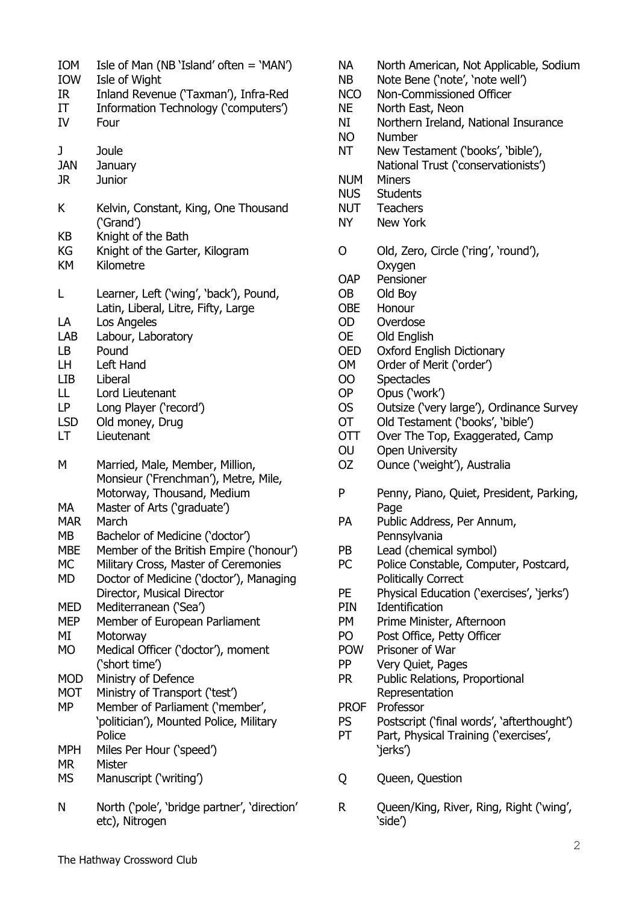| | |
|---|---|
| IOM | Isle of Man (NB 'Island' often = 'MAN') |
| IOW | Isle of Wight |
| IR | Inland Revenue ('Taxman'), Infra-Red |
| IT | Information Technology ('computers') |
| IV | Four |
| J | Joule |
| JAN | January |
| JR | Junior |
| K | Kelvin, Constant, King, One Thousand ('Grand') |
| KB | Knight of the Bath |
| KG | Knight of the Garter, Kilogram |
| KM | Kilometre |
| L | Learner, Left ('wing', 'back'), Pound, Latin, Liberal, Litre, Fifty, Large |
| LA | Los Angeles |
| LAB | Labour, Laboratory |
| LB | Pound |
| LH | Left Hand |
| LIB | Liberal |
| LL | Lord Lieutenant |
| LP | Long Player ('record') |
| LSD | Old money, Drug |
| LT | Lieutenant |
| M | Married, Male, Member, Million, Monsieur ('Frenchman'), Metre, Mile, Motorway, Thousand, Medium |
| MA | Master of Arts ('graduate') |
| MAR | March |
| MB | Bachelor of Medicine ('doctor') |
| MBE | Member of the British Empire ('honour') |
| MC | Military Cross, Master of Ceremonies |
| MD | Doctor of Medicine ('doctor'), Managing Director, Musical Director |
| MED | Mediterranean ('Sea') |
| MEP | Member of European Parliament |
| MI | Motorway |
| MO | Medical Officer ('doctor'), moment ('short time') |
| MOD | Ministry of Defence |
| MOT | Ministry of Transport ('test') |
| MP | Member of Parliament ('member', 'politician'), Mounted Police, Military Police |
| MPH | Miles Per Hour ('speed') |
| MR | Mister |
| MS | Manuscript ('writing') |
| N | North ('pole', 'bridge partner', 'direction' etc), Nitrogen |
| NA | North American, Not Applicable, Sodium |
| NB | Note Bene ('note', 'note well') |
| NCO | Non-Commissioned Officer |
| NE | North East, Neon |
| NI | Northern Ireland, National Insurance |
| NO | Number |
| NT | New Testament ('books', 'bible'), National Trust ('conservationists') |
| NUM | Miners |
| NUS | Students |
| NUT | Teachers |
| NY | New York |
| O | Old, Zero, Circle ('ring', 'round'), Oxygen |
| OAP | Pensioner |
| OB | Old Boy |
| OBE | Honour |
| OD | Overdose |
| OE | Old English |
| OED | Oxford English Dictionary |
| OM | Order of Merit ('order') |
| OO | Spectacles |
| OP | Opus ('work') |
| OS | Outsize ('very large'), Ordinance Survey |
| OT | Old Testament ('books', 'bible') |
| OTT | Over The Top, Exaggerated, Camp |
| OU | Open University |
| OZ | Ounce ('weight'), Australia |
| P | Penny, Piano, Quiet, President, Parking, Page |
| PA | Public Address, Per Annum, Pennsylvania |
| PB | Lead (chemical symbol) |
| PC | Police Constable, Computer, Postcard, Politically Correct |
| PE | Physical Education ('exercises', 'jerks') |
| PIN | Identification |
| PM | Prime Minister, Afternoon |
| PO | Post Office, Petty Officer |
| POW | Prisoner of War |
| PP | Very Quiet, Pages |
| PR | Public Relations, Proportional Representation |
| PROF | Professor |
| PS | Postscript ('final words', 'afterthought') |
| PT | Part, Physical Training ('exercises', 'jerks') |
| Q | Queen, Question |
| R | Queen/King, River, Ring, Right ('wing', 'side') |

The Hathway Crossword Club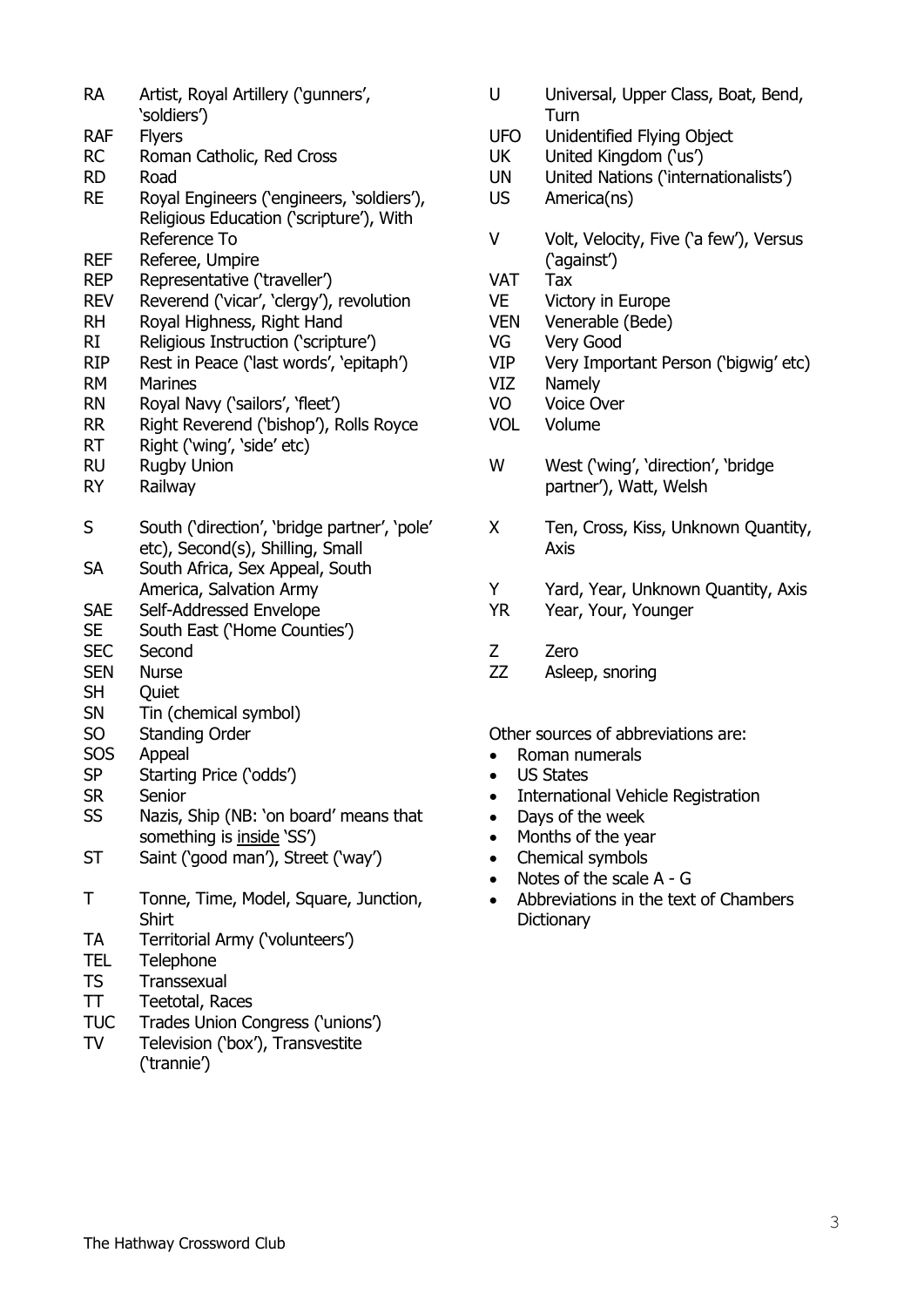| | |
|---|---|
| RA | Artist, Royal Artillery ('gunners', 'soldiers') |
| RAF | Flyers |
| RC | Roman Catholic, Red Cross |
| RD | Road |
| RE | Royal Engineers ('engineers, 'soldiers'), Religious Education ('scripture'), With Reference To |
| REF | Referee, Umpire |
| REP | Representative ('traveller') |
| REV | Reverend ('vicar', 'clergy'), revolution |
| RH | Royal Highness, Right Hand |
| RI | Religious Instruction ('scripture') |
| RIP | Rest in Peace ('last words', 'epitaph') |
| RM | Marines |
| RN | Royal Navy ('sailors', 'fleet') |
| RR | Right Reverend ('bishop'), Rolls Royce |
| RT | Right ('wing', 'side' etc) |
| RU | Rugby Union |
| RY | Railway |
| S | South ('direction', 'bridge partner', 'pole' etc), Second(s), Shilling, Small |
| SA | South Africa, Sex Appeal, South America, Salvation Army |
| SAE | Self-Addressed Envelope |
| SE | South East ('Home Counties') |
| SEC | Second |
| SEN | Nurse |
| SH | Quiet |
| SN | Tin (chemical symbol) |
| SO | Standing Order |
| SOS | Appeal |
| SP | Starting Price ('odds') |
| SR | Senior |
| SS | Nazis, Ship (NB: 'on board' means that something is <u>inside</u> 'SS') |
| ST | Saint ('good man'), Street ('way') |
| T | Tonne, Time, Model, Square, Junction, Shirt |
| TA | Territorial Army ('volunteers') |
| TEL | Telephone |
| TS | Transsexual |
| TT | Teetotal, Races |
| TUC | Trades Union Congress ('unions') |
| TV | Television ('box'), Transvestite ('trannie') |
| U | Universal, Upper Class, Boat, Bend, Turn |
| UFO | Unidentified Flying Object |
| UK | United Kingdom ('us') |
| UN | United Nations ('internationalists') |
| US | America(ns) |
| V | Volt, Velocity, Five ('a few'), Versus ('against') |
| VAT | Tax |
| VE | Victory in Europe |
| VEN | Venerable (Bede) |
| VG | Very Good |
| VIP | Very Important Person ('bigwig' etc) |
| VIZ | Namely |
| VO | Voice Over |
| VOL | Volume |
| W | West ('wing', 'direction', 'bridge partner'), Watt, Welsh |
| X | Ten, Cross, Kiss, Unknown Quantity, Axis |
| Y | Yard, Year, Unknown Quantity, Axis |
| YR | Year, Your, Younger |
| Z | Zero |
| ZZ | Asleep, snoring |

Other sources of abbreviations are:

- Roman numerals
- US States
- International Vehicle Registration
- Days of the week
- Months of the year
- Chemical symbols
- Notes of the scale A - G
- Abbreviations in the text of Chambers Dictionary